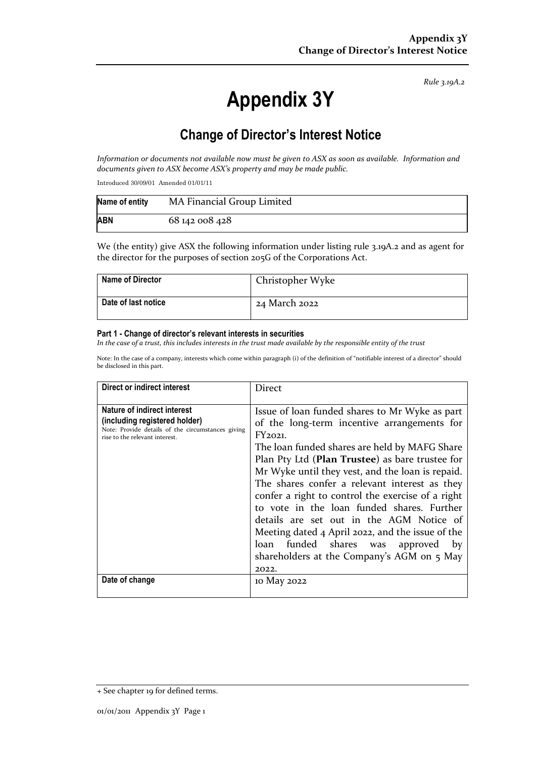*Rule 3.19A.2*

# Appendix 3Y

## Change of Director's Interest Notice

*Information or documents not available now must be given to ASX as soon as available. Information and documents given to ASX become ASX's property and may be made public.*

Introduced 30/09/01 Amended 01/01/11

| **Name of entity** | MA Financial Group Limited |
|---|---|
| **ABN** | 68 142 008 428 |

We (the entity) give ASX the following information under listing rule 3.19A.2 and as agent for the director for the purposes of section 205G of the Corporations Act.

| **Name of Director** | Christopher Wyke |
|---|---|
| **Date of last notice** | 24 March 2022 |

#### Part 1 - Change of director's relevant interests in securities

*In the case of a trust, this includes interests in the trust made available by the responsible entity of the trust*

Note: In the case of a company, interests which come within paragraph (i) of the definition of "notifiable interest of a director" should be disclosed in this part.

| **Direct or indirect interest** | Direct |
|---|---|
| **Nature of indirect interest (including registered holder)**<br>Note: Provide details of the circumstances giving rise to the relevant interest. | Issue of loan funded shares to Mr Wyke as part of the long-term incentive arrangements for FY2021.<br>The loan funded shares are held by MAFG Share Plan Pty Ltd (**Plan Trustee**) as bare trustee for Mr Wyke until they vest, and the loan is repaid. The shares confer a relevant interest as they confer a right to control the exercise of a right to vote in the loan funded shares. Further details are set out in the AGM Notice of Meeting dated 4 April 2022, and the issue of the loan funded shares was approved by shareholders at the Company's AGM on 5 May 2022. |
| **Date of change** | 10 May 2022 |

+ See chapter 19 for defined terms.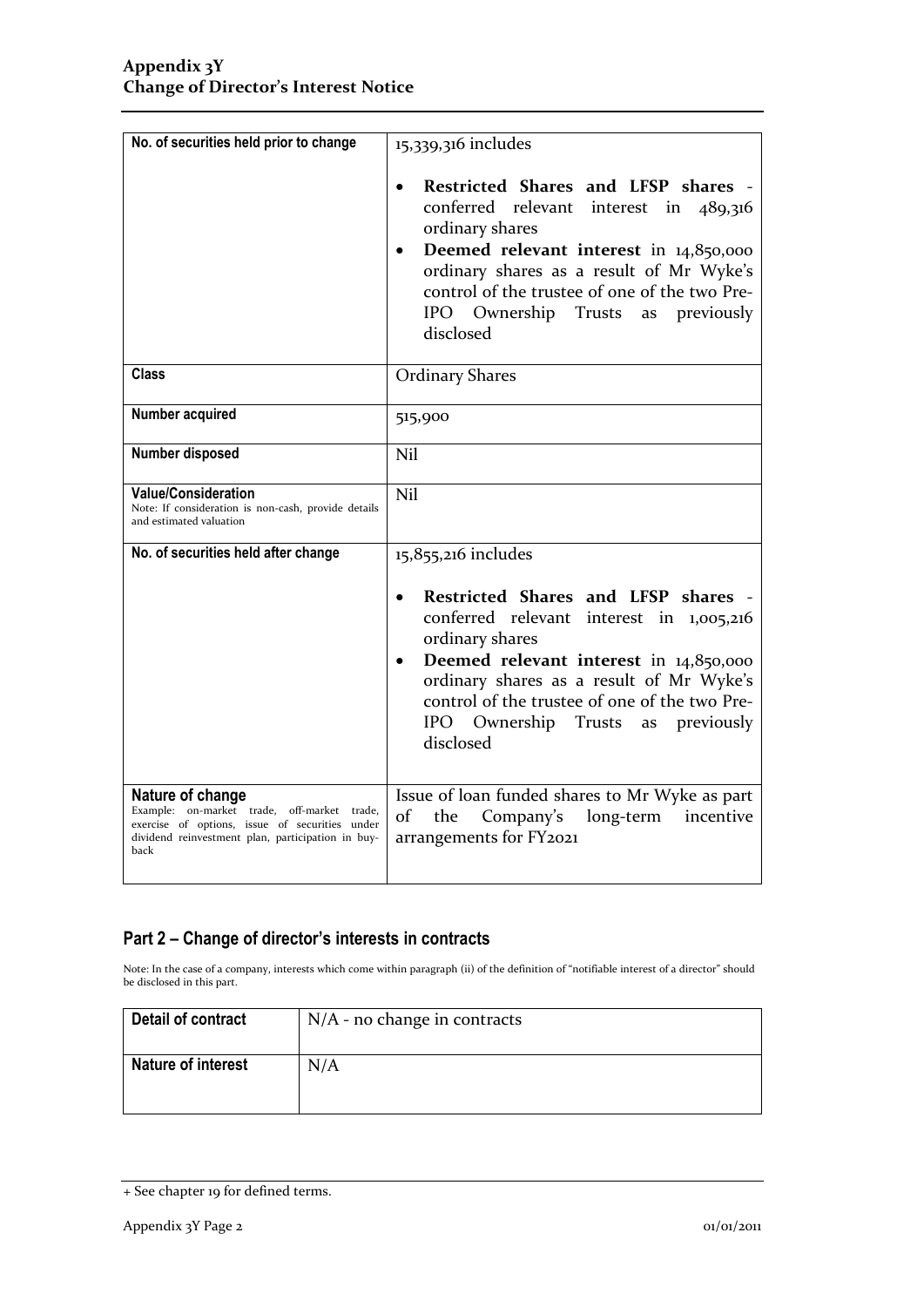| No. of securities held prior to change | 15,339,316 includes<br><br>• **Restricted Shares and LFSP shares** - conferred relevant interest in 489,316 ordinary shares<br>• **Deemed relevant interest** in 14,850,000 ordinary shares as a result of Mr Wyke's control of the trustee of one of the two Pre-IPO Ownership Trusts as previously disclosed |
|---|---|
| **Class** | Ordinary Shares |
| **Number acquired** | 515,900 |
| **Number disposed** | Nil |
| **Value/Consideration**<br>Note: If consideration is non-cash, provide details and estimated valuation | Nil |
| **No. of securities held after change** | 15,855,216 includes<br><br>• **Restricted Shares and LFSP shares** - conferred relevant interest in 1,005,216 ordinary shares<br>• **Deemed relevant interest** in 14,850,000 ordinary shares as a result of Mr Wyke's control of the trustee of one of the two Pre-IPO Ownership Trusts as previously disclosed |
| **Nature of change**<br>Example: on-market trade, off-market trade, exercise of options, issue of securities under dividend reinvestment plan, participation in buy-back | Issue of loan funded shares to Mr Wyke as part of the Company's long-term incentive arrangements for FY2021 |

## Part 2 – Change of director's interests in contracts

Note: In the case of a company, interests which come within paragraph (ii) of the definition of "notifiable interest of a director" should be disclosed in this part.

| Detail of contract | N/A - no change in contracts |
|---|---|
| **Nature of interest** | N/A |

+ See chapter 19 for defined terms.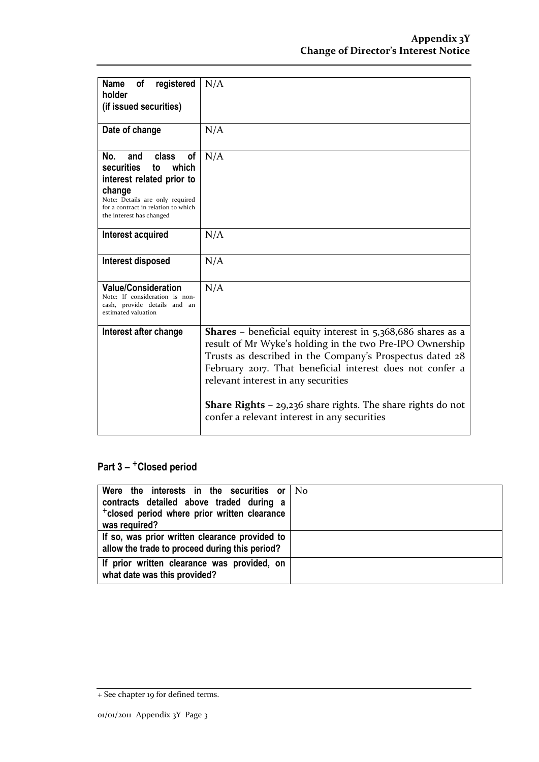| | |
|---|---|
| **Name of registered holder (if issued securities)** | N/A |
| **Date of change** | N/A |
| **No. and class of securities to which interest related prior to change** Note: Details are only required for a contract in relation to which the interest has changed | N/A |
| **Interest acquired** | N/A |
| **Interest disposed** | N/A |
| **Value/Consideration** Note: If consideration is non-cash, provide details and an estimated valuation | N/A |
| **Interest after change** | **Shares** – beneficial equity interest in 5,368,686 shares as a result of Mr Wyke's holding in the two Pre-IPO Ownership Trusts as described in the Company's Prospectus dated 28 February 2017. That beneficial interest does not confer a relevant interest in any securities<br><br>**Share Rights** – 29,236 share rights. The share rights do not confer a relevant interest in any securities |

## Part 3 – +Closed period

| | |
|---|---|
| **Were the interests in the securities or contracts detailed above traded during a +closed period where prior written clearance was required?** | No |
| **If so, was prior written clearance provided to allow the trade to proceed during this period?** | |
| **If prior written clearance was provided, on what date was this provided?** | |

+ See chapter 19 for defined terms.